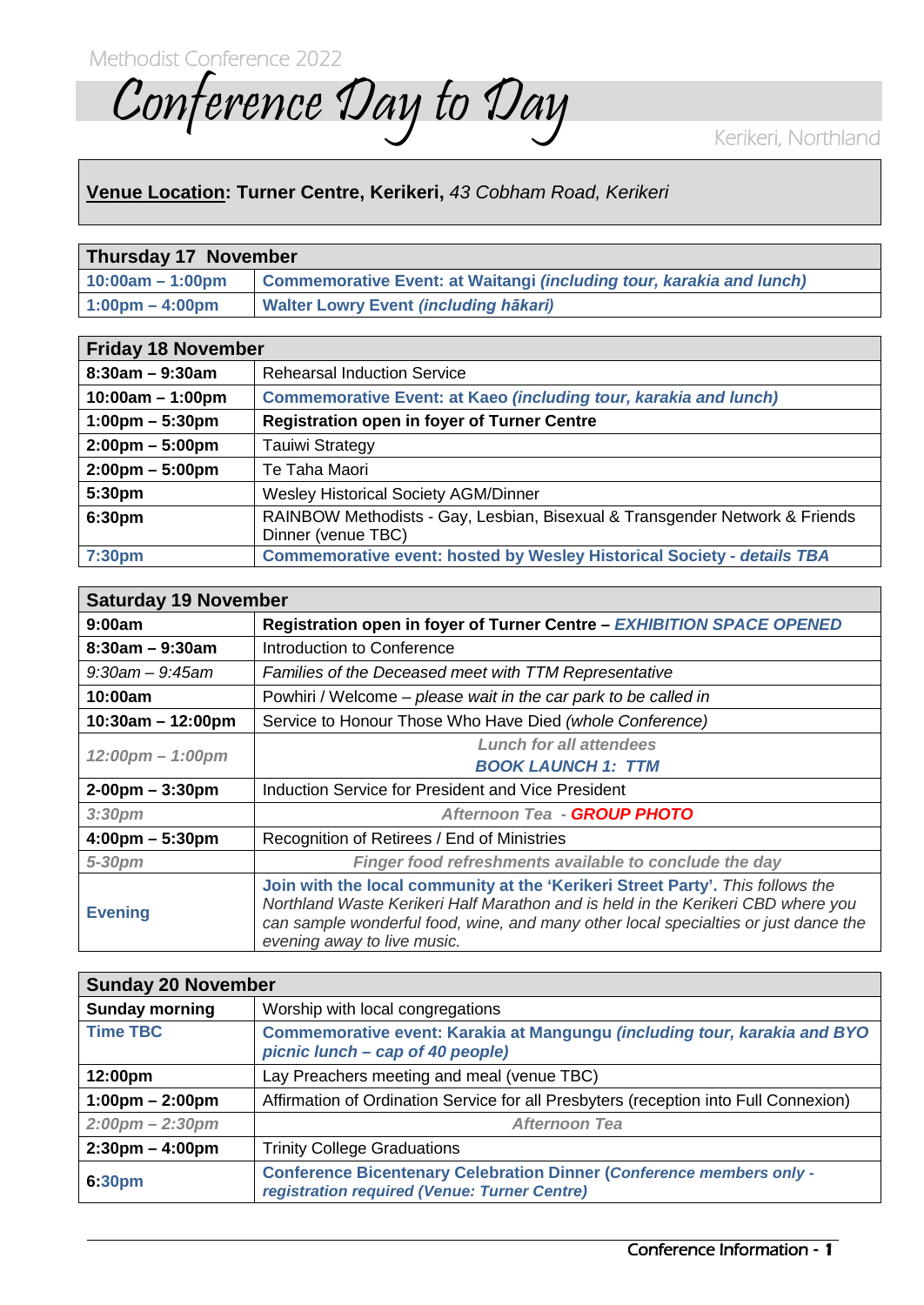Methodist Conference 2022

# Conference Day to Day

Kerikeri, Northland

**Venue Location: Turner Centre, Kerikeri,** *43 Cobham Road, Kerikeri*

| **Thursday 17 November** | |
|---|---|
| **10:00am – 1:00pm** | **Commemorative Event: at Waitangi *(including tour, karakia and lunch)*** |
| **1:00pm – 4:00pm** | **Walter Lowry Event *(including hākari)*** |

| **Friday 18 November** | |
|---|---|
| **8:30am – 9:30am** | Rehearsal Induction Service |
| **10:00am – 1:00pm** | **Commemorative Event: at Kaeo *(including tour, karakia and lunch)*** |
| **1:00pm – 5:30pm** | **Registration open in foyer of Turner Centre** |
| **2:00pm – 5:00pm** | Tauiwi Strategy |
| **2:00pm – 5:00pm** | Te Taha Maori |
| **5:30pm** | Wesley Historical Society AGM/Dinner |
| **6:30pm** | RAINBOW Methodists - Gay, Lesbian, Bisexual & Transgender Network & Friends Dinner (venue TBC) |
| **7:30pm** | **Commemorative event: hosted by Wesley Historical Society - *details TBA*** |

| **Saturday 19 November** | |
|---|---|
| **9:00am** | **Registration open in foyer of Turner Centre – *EXHIBITION SPACE OPENED*** |
| **8:30am – 9:30am** | Introduction to Conference |
| *9:30am – 9:45am* | *Families of the Deceased meet with TTM Representative* |
| **10:00am** | Powhiri / Welcome – *please wait in the car park to be called in* |
| **10:30am – 12:00pm** | Service to Honour Those Who Have Died *(whole Conference)* |
| *12:00pm – 1:00pm* | ***Lunch for all attendees*** ***BOOK LAUNCH 1: TTM*** |
| **2-00pm – 3:30pm** | Induction Service for President and Vice President |
| *3:30pm* | ***Afternoon Tea - GROUP PHOTO*** |
| **4:00pm – 5:30pm** | Recognition of Retirees / End of Ministries |
| *5-30pm* | ***Finger food refreshments available to conclude the day*** |
| **Evening** | **Join with the local community at the 'Kerikeri Street Party'**. *This follows the Northland Waste Kerikeri Half Marathon and is held in the Kerikeri CBD where you can sample wonderful food, wine, and many other local specialties or just dance the evening away to live music.* |

| **Sunday 20 November** | |
|---|---|
| **Sunday morning** | Worship with local congregations |
| **Time TBC** | **Commemorative event: Karakia at Mangungu *(including tour, karakia and BYO picnic lunch – cap of 40 people)*** |
| **12:00pm** | Lay Preachers meeting and meal (venue TBC) |
| **1:00pm – 2:00pm** | Affirmation of Ordination Service for all Presbyters (reception into Full Connexion) |
| *2:00pm – 2:30pm* | ***Afternoon Tea*** |
| **2:30pm – 4:00pm** | Trinity College Graduations |
| **6:30pm** | **Conference Bicentenary Celebration Dinner (*Conference members only - registration required (Venue: Turner Centre)*** |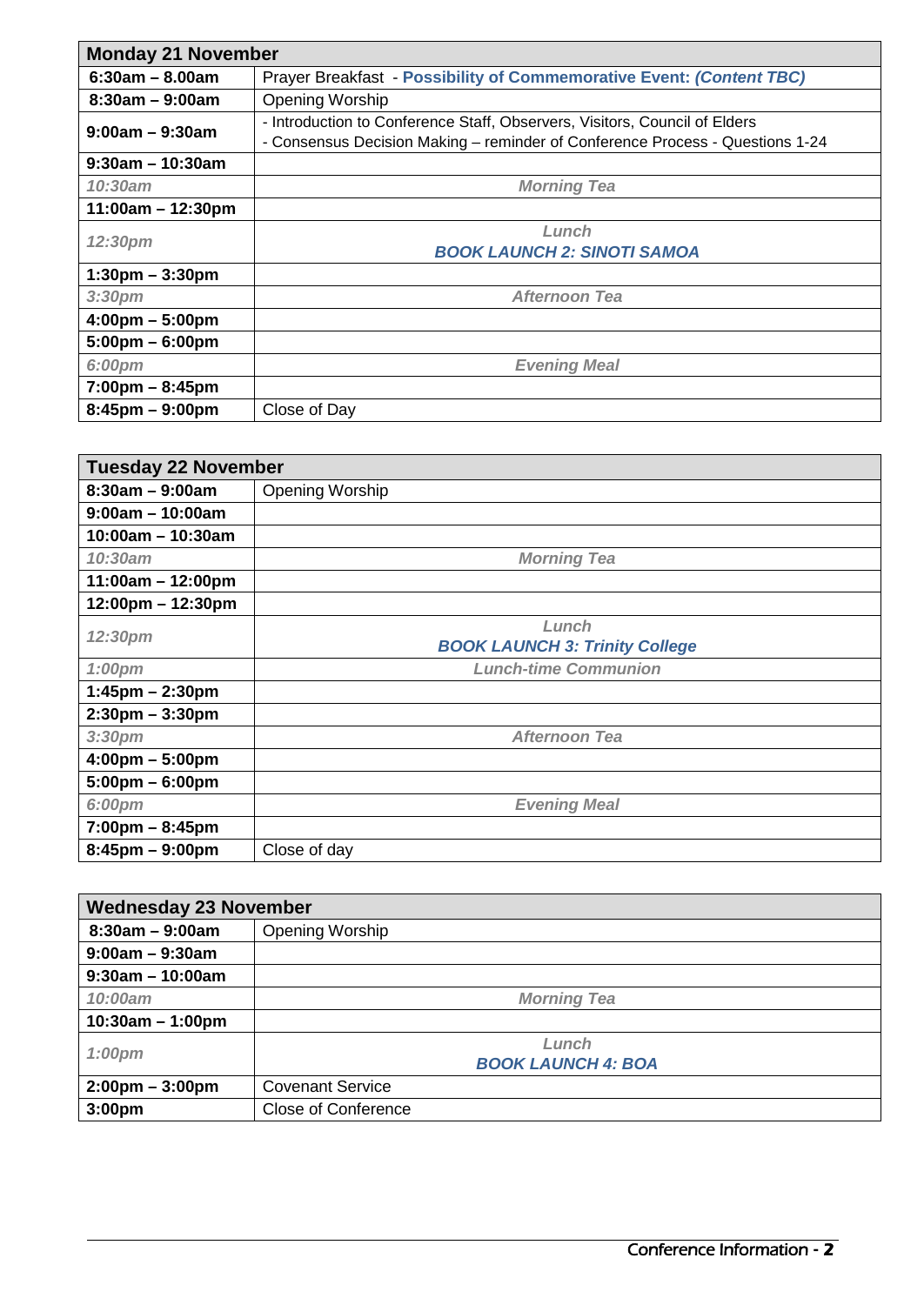| Monday 21 November | |
|---|---|
| 6:30am – 8.00am | Prayer Breakfast - **Possibility of Commemorative Event: *(Content TBC)*** |
| 8:30am – 9:00am | Opening Worship |
| 9:00am – 9:30am | - Introduction to Conference Staff, Observers, Visitors, Council of Elders<br>- Consensus Decision Making – reminder of Conference Process - Questions 1-24 |
| 9:30am – 10:30am | |
| *10:30am* | ***Morning Tea*** |
| 11:00am – 12:30pm | |
| *12:30pm* | ***Lunch***<br>***BOOK LAUNCH 2: SINOTI SAMOA*** |
| 1:30pm – 3:30pm | |
| *3:30pm* | ***Afternoon Tea*** |
| 4:00pm – 5:00pm | |
| 5:00pm – 6:00pm | |
| *6:00pm* | ***Evening Meal*** |
| 7:00pm – 8:45pm | |
| 8:45pm – 9:00pm | Close of Day |

| Tuesday 22 November | |
|---|---|
| 8:30am – 9:00am | Opening Worship |
| 9:00am – 10:00am | |
| 10:00am – 10:30am | |
| *10:30am* | ***Morning Tea*** |
| 11:00am – 12:00pm | |
| 12:00pm – 12:30pm | |
| *12:30pm* | ***Lunch***<br>***BOOK LAUNCH 3: Trinity College*** |
| *1:00pm* | ***Lunch-time Communion*** |
| 1:45pm – 2:30pm | |
| 2:30pm – 3:30pm | |
| *3:30pm* | ***Afternoon Tea*** |
| 4:00pm – 5:00pm | |
| 5:00pm – 6:00pm | |
| *6:00pm* | ***Evening Meal*** |
| 7:00pm – 8:45pm | |
| 8:45pm – 9:00pm | Close of day |

| Wednesday 23 November | |
|---|---|
| 8:30am – 9:00am | Opening Worship |
| 9:00am – 9:30am | |
| 9:30am – 10:00am | |
| *10:00am* | ***Morning Tea*** |
| 10:30am – 1:00pm | |
| *1:00pm* | ***Lunch***<br>***BOOK LAUNCH 4: BOA*** |
| 2:00pm – 3:00pm | Covenant Service |
| 3:00pm | Close of Conference |